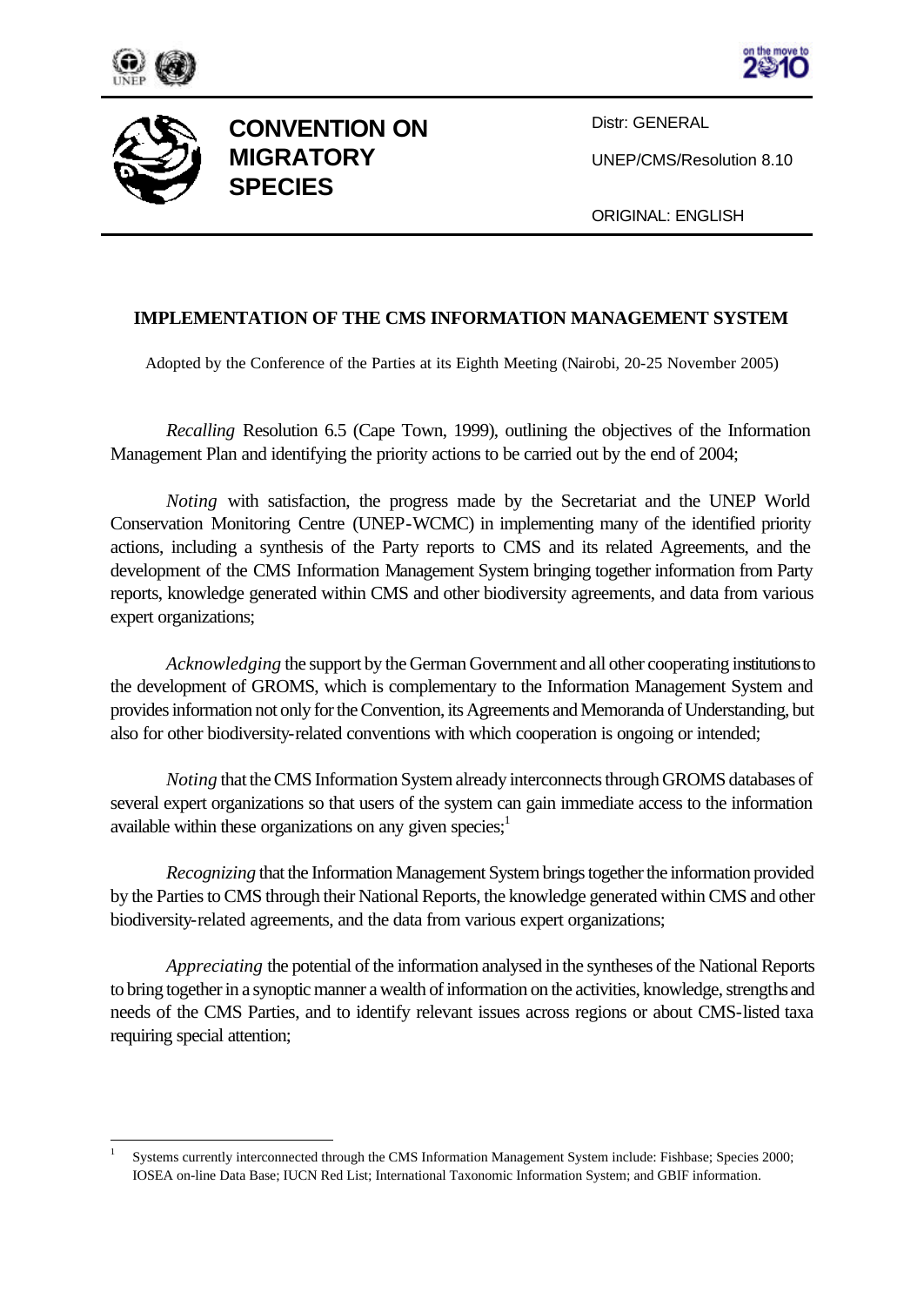# CONVENTION ON MIGRATORY SPECIES

Distr: GENERAL

UNEP/CMS/Resolution 8.10

ORIGINAL: ENGLISH

## IMPLEMENTATION OF THE CMS INFORMATION MANAGEMENT SYSTEM

Adopted by the Conference of the Parties at its Eighth Meeting (Nairobi, 20-25 November 2005)

*Recalling* Resolution 6.5 (Cape Town, 1999), outlining the objectives of the Information Management Plan and identifying the priority actions to be carried out by the end of 2004;

*Noting* with satisfaction, the progress made by the Secretariat and the UNEP World Conservation Monitoring Centre (UNEP-WCMC) in implementing many of the identified priority actions, including a synthesis of the Party reports to CMS and its related Agreements, and the development of the CMS Information Management System bringing together information from Party reports, knowledge generated within CMS and other biodiversity agreements, and data from various expert organizations;

*Acknowledging* the support by the German Government and all other cooperating institutions to the development of GROMS, which is complementary to the Information Management System and provides information not only for the Convention, its Agreements and Memoranda of Understanding, but also for other biodiversity-related conventions with which cooperation is ongoing or intended;

*Noting* that the CMS Information System already interconnects through GROMS databases of several expert organizations so that users of the system can gain immediate access to the information available within these organizations on any given species;[1]

*Recognizing* that the Information Management System brings together the information provided by the Parties to CMS through their National Reports, the knowledge generated within CMS and other biodiversity-related agreements, and the data from various expert organizations;

*Appreciating* the potential of the information analysed in the syntheses of the National Reports to bring together in a synoptic manner a wealth of information on the activities, knowledge, strengths and needs of the CMS Parties, and to identify relevant issues across regions or about CMS-listed taxa requiring special attention;

---

[1] Systems currently interconnected through the CMS Information Management System include: Fishbase; Species 2000; IOSEA on-line Data Base; IUCN Red List; International Taxonomic Information System; and GBIF information.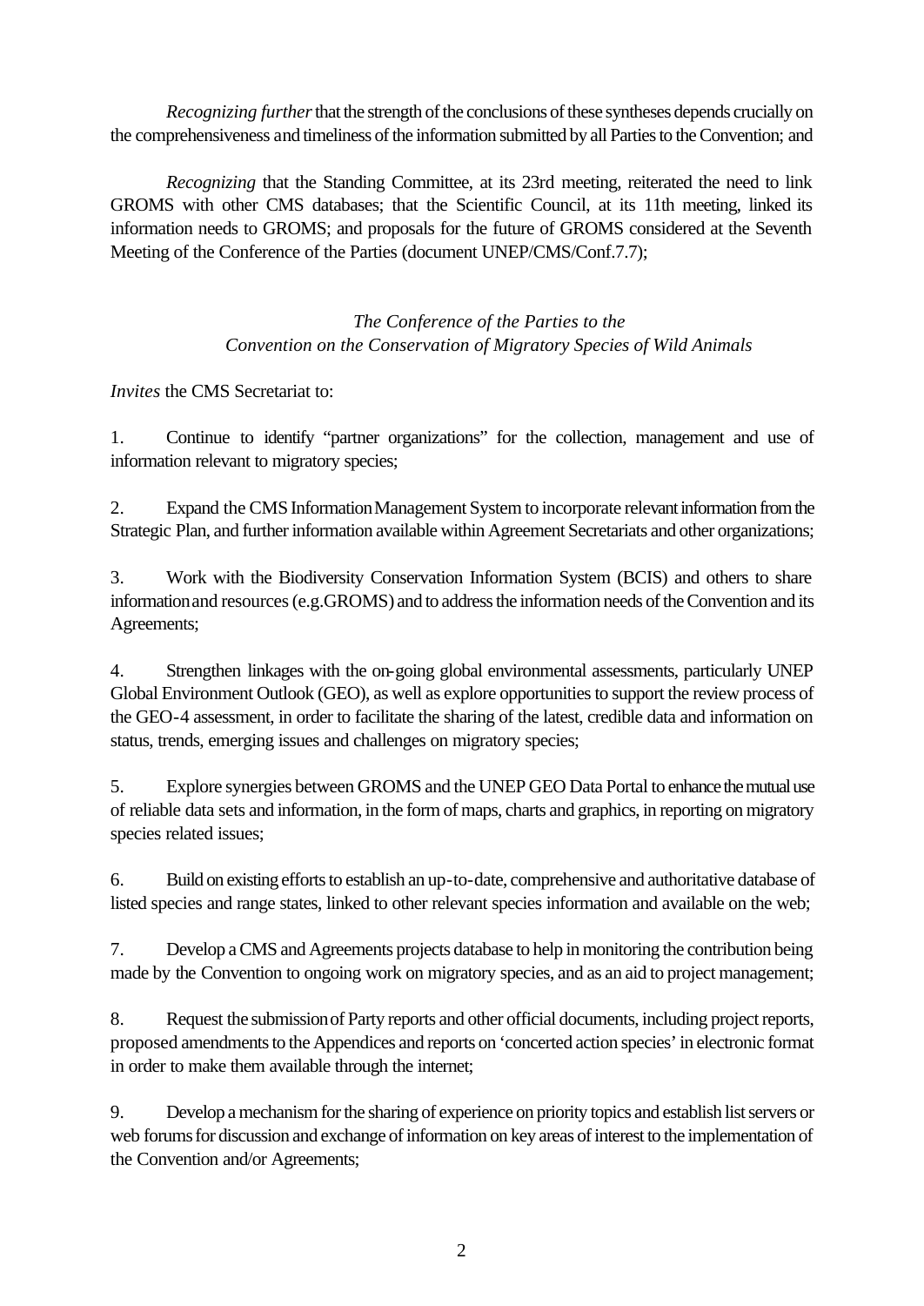*Recognizing further* that the strength of the conclusions of these syntheses depends crucially on the comprehensiveness and timeliness of the information submitted by all Parties to the Convention; and

*Recognizing* that the Standing Committee, at its 23rd meeting, reiterated the need to link GROMS with other CMS databases; that the Scientific Council, at its 11th meeting, linked its information needs to GROMS; and proposals for the future of GROMS considered at the Seventh Meeting of the Conference of the Parties (document UNEP/CMS/Conf.7.7);

*The Conference of the Parties to the Convention on the Conservation of Migratory Species of Wild Animals*

*Invites* the CMS Secretariat to:

1. Continue to identify "partner organizations" for the collection, management and use of information relevant to migratory species;

2. Expand the CMS Information Management System to incorporate relevant information from the Strategic Plan, and further information available within Agreement Secretariats and other organizations;

3. Work with the Biodiversity Conservation Information System (BCIS) and others to share information and resources (e.g.GROMS) and to address the information needs of the Convention and its Agreements;

4. Strengthen linkages with the on-going global environmental assessments, particularly UNEP Global Environment Outlook (GEO), as well as explore opportunities to support the review process of the GEO-4 assessment, in order to facilitate the sharing of the latest, credible data and information on status, trends, emerging issues and challenges on migratory species;

5. Explore synergies between GROMS and the UNEP GEO Data Portal to enhance the mutual use of reliable data sets and information, in the form of maps, charts and graphics, in reporting on migratory species related issues;

6. Build on existing efforts to establish an up-to-date, comprehensive and authoritative database of listed species and range states, linked to other relevant species information and available on the web;

7. Develop a CMS and Agreements projects database to help in monitoring the contribution being made by the Convention to ongoing work on migratory species, and as an aid to project management;

8. Request the submission of Party reports and other official documents, including project reports, proposed amendments to the Appendices and reports on 'concerted action species' in electronic format in order to make them available through the internet;

9. Develop a mechanism for the sharing of experience on priority topics and establish list servers or web forums for discussion and exchange of information on key areas of interest to the implementation of the Convention and/or Agreements;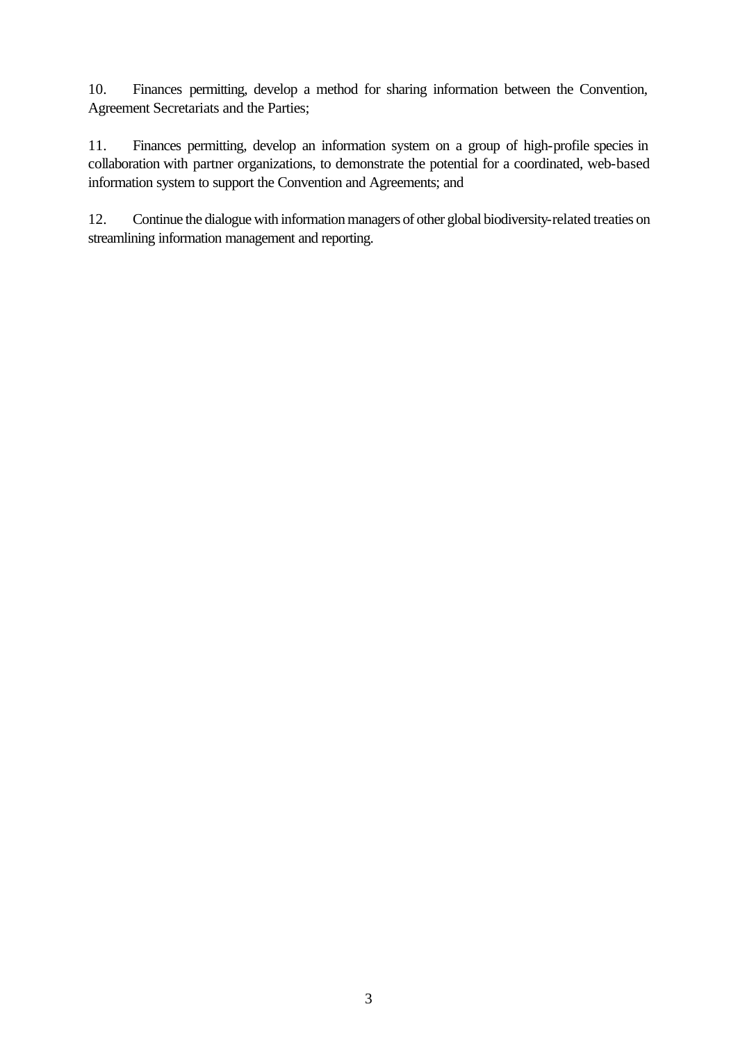10. Finances permitting, develop a method for sharing information between the Convention, Agreement Secretariats and the Parties;

11. Finances permitting, develop an information system on a group of high-profile species in collaboration with partner organizations, to demonstrate the potential for a coordinated, web-based information system to support the Convention and Agreements; and

12. Continue the dialogue with information managers of other global biodiversity-related treaties on streamlining information management and reporting.